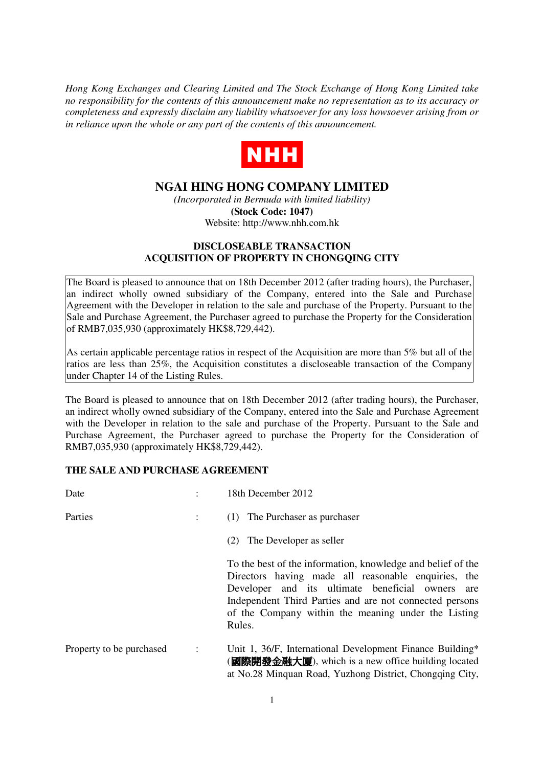*Hong Kong Exchanges and Clearing Limited and The Stock Exchange of Hong Kong Limited take no responsibility for the contents of this announcement make no representation as to its accuracy or completeness and expressly disclaim any liability whatsoever for any loss howsoever arising from or in reliance upon the whole or any part of the contents of this announcement.*

NHH

# NGAI HING HONG COMPANY LIMITED

*(Incorporated in Bermuda with limited liability)*

**(Stock Code: 1047)**

Website: http://www.nhh.com.hk

## DISCLOSEABLE TRANSACTION
## ACQUISITION OF PROPERTY IN CHONGQING CITY

The Board is pleased to announce that on 18th December 2012 (after trading hours), the Purchaser, an indirect wholly owned subsidiary of the Company, entered into the Sale and Purchase Agreement with the Developer in relation to the sale and purchase of the Property. Pursuant to the Sale and Purchase Agreement, the Purchaser agreed to purchase the Property for the Consideration of RMB7,035,930 (approximately HK$8,729,442).

As certain applicable percentage ratios in respect of the Acquisition are more than 5% but all of the ratios are less than 25%, the Acquisition constitutes a discloseable transaction of the Company under Chapter 14 of the Listing Rules.

The Board is pleased to announce that on 18th December 2012 (after trading hours), the Purchaser, an indirect wholly owned subsidiary of the Company, entered into the Sale and Purchase Agreement with the Developer in relation to the sale and purchase of the Property. Pursuant to the Sale and Purchase Agreement, the Purchaser agreed to purchase the Property for the Consideration of RMB7,035,930 (approximately HK$8,729,442).

**THE SALE AND PURCHASE AGREEMENT**

Date : 18th December 2012

Parties : (1) The Purchaser as purchaser

(2) The Developer as seller

To the best of the information, knowledge and belief of the Directors having made all reasonable enquiries, the Developer and its ultimate beneficial owners are Independent Third Parties and are not connected persons of the Company within the meaning under the Listing Rules.

Property to be purchased : Unit 1, 36/F, International Development Finance Building* (**國際開發金融大廈**), which is a new office building located at No.28 Minquan Road, Yuzhong District, Chongqing City,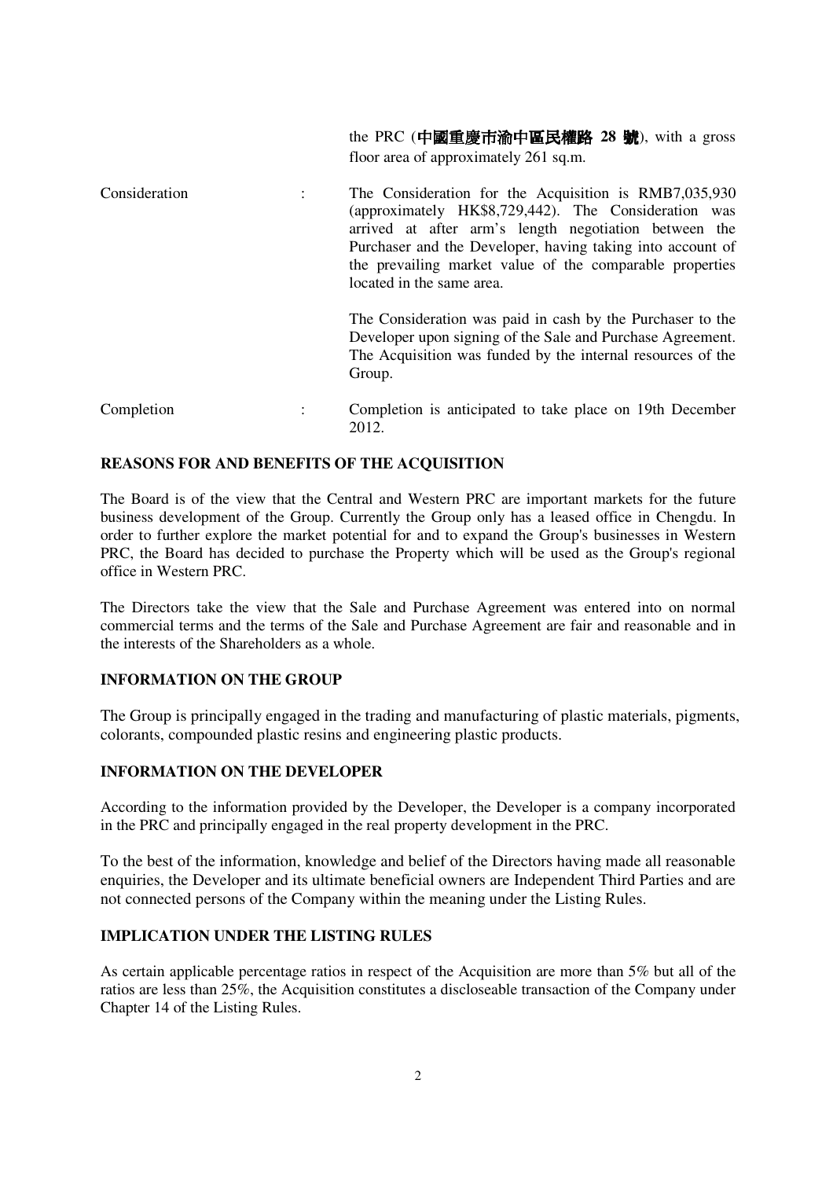| | | |
|---|---|---|
| | | the PRC (**中國重慶市渝中區民權路 28 號**), with a gross floor area of approximately 261 sq.m. |
| Consideration | : | The Consideration for the Acquisition is RMB7,035,930 (approximately HK$8,729,442). The Consideration was arrived at after arm's length negotiation between the Purchaser and the Developer, having taking into account of the prevailing market value of the comparable properties located in the same area.<br><br>The Consideration was paid in cash by the Purchaser to the Developer upon signing of the Sale and Purchase Agreement. The Acquisition was funded by the internal resources of the Group. |
| Completion | : | Completion is anticipated to take place on 19th December 2012. |

**REASONS FOR AND BENEFITS OF THE ACQUISITION**

The Board is of the view that the Central and Western PRC are important markets for the future business development of the Group. Currently the Group only has a leased office in Chengdu. In order to further explore the market potential for and to expand the Group's businesses in Western PRC, the Board has decided to purchase the Property which will be used as the Group's regional office in Western PRC.

The Directors take the view that the Sale and Purchase Agreement was entered into on normal commercial terms and the terms of the Sale and Purchase Agreement are fair and reasonable and in the interests of the Shareholders as a whole.

**INFORMATION ON THE GROUP**

The Group is principally engaged in the trading and manufacturing of plastic materials, pigments, colorants, compounded plastic resins and engineering plastic products.

**INFORMATION ON THE DEVELOPER**

According to the information provided by the Developer, the Developer is a company incorporated in the PRC and principally engaged in the real property development in the PRC.

To the best of the information, knowledge and belief of the Directors having made all reasonable enquiries, the Developer and its ultimate beneficial owners are Independent Third Parties and are not connected persons of the Company within the meaning under the Listing Rules.

**IMPLICATION UNDER THE LISTING RULES**

As certain applicable percentage ratios in respect of the Acquisition are more than 5% but all of the ratios are less than 25%, the Acquisition constitutes a discloseable transaction of the Company under Chapter 14 of the Listing Rules.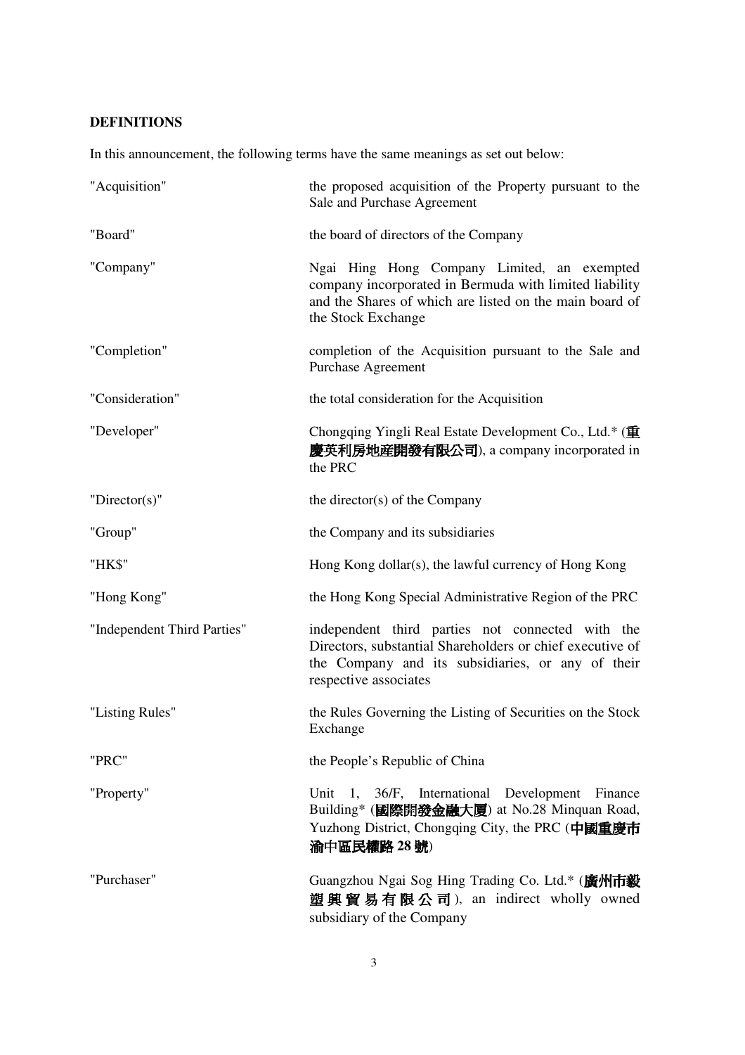**DEFINITIONS**

In this announcement, the following terms have the same meanings as set out below:

| | |
|---|---|
| "Acquisition" | the proposed acquisition of the Property pursuant to the Sale and Purchase Agreement |
| "Board" | the board of directors of the Company |
| "Company" | Ngai Hing Hong Company Limited, an exempted company incorporated in Bermuda with limited liability and the Shares of which are listed on the main board of the Stock Exchange |
| "Completion" | completion of the Acquisition pursuant to the Sale and Purchase Agreement |
| "Consideration" | the total consideration for the Acquisition |
| "Developer" | Chongqing Yingli Real Estate Development Co., Ltd.* (**重慶英利房地產開發有限公司**), a company incorporated in the PRC |
| "Director(s)" | the director(s) of the Company |
| "Group" | the Company and its subsidiaries |
| "HK$" | Hong Kong dollar(s), the lawful currency of Hong Kong |
| "Hong Kong" | the Hong Kong Special Administrative Region of the PRC |
| "Independent Third Parties" | independent third parties not connected with the Directors, substantial Shareholders or chief executive of the Company and its subsidiaries, or any of their respective associates |
| "Listing Rules" | the Rules Governing the Listing of Securities on the Stock Exchange |
| "PRC" | the People's Republic of China |
| "Property" | Unit 1, 36/F, International Development Finance Building* (**國際開發金融大厦**) at No.28 Minquan Road, Yuzhong District, Chongqing City, the PRC (**中國重慶市渝中區民權路 28 號**) |
| "Purchaser" | Guangzhou Ngai Sog Hing Trading Co. Ltd.* (**廣州市毅塑興貿易有限公司**), an indirect wholly owned subsidiary of the Company |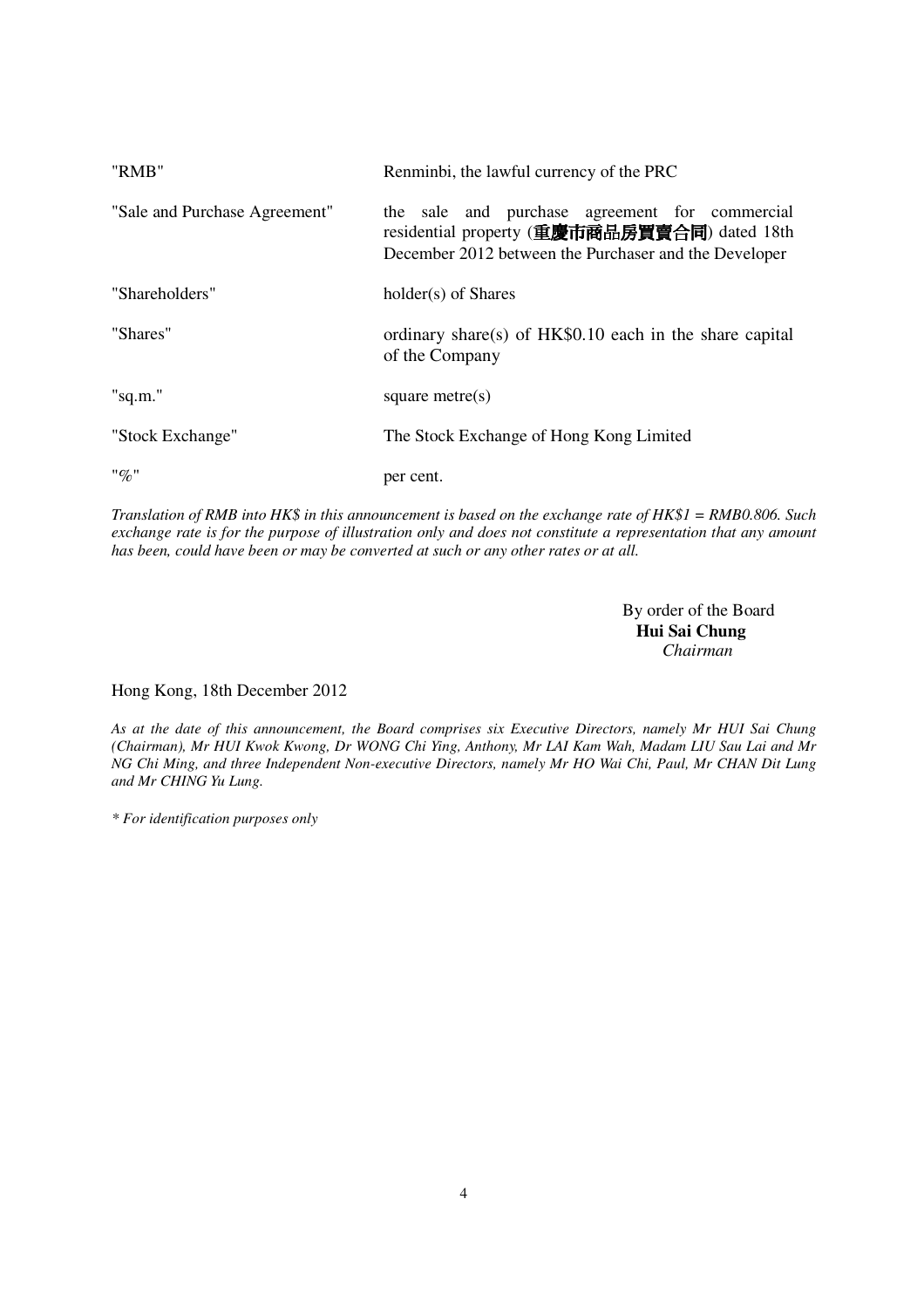| | |
|---|---|
| "RMB" | Renminbi, the lawful currency of the PRC |
| "Sale and Purchase Agreement" | the sale and purchase agreement for commercial residential property (**重慶市商品房買賣合同**) dated 18th December 2012 between the Purchaser and the Developer |
| "Shareholders" | holder(s) of Shares |
| "Shares" | ordinary share(s) of HK$0.10 each in the share capital of the Company |
| "sq.m." | square metre(s) |
| "Stock Exchange" | The Stock Exchange of Hong Kong Limited |
| "%" | per cent. |

*Translation of RMB into HK$ in this announcement is based on the exchange rate of HK$1 = RMB0.806. Such exchange rate is for the purpose of illustration only and does not constitute a representation that any amount has been, could have been or may be converted at such or any other rates or at all.*

By order of the Board
**Hui Sai Chung**
*Chairman*

Hong Kong, 18th December 2012

*As at the date of this announcement, the Board comprises six Executive Directors, namely Mr HUI Sai Chung (Chairman), Mr HUI Kwok Kwong, Dr WONG Chi Ying, Anthony, Mr LAI Kam Wah, Madam LIU Sau Lai and Mr NG Chi Ming, and three Independent Non-executive Directors, namely Mr HO Wai Chi, Paul, Mr CHAN Dit Lung and Mr CHING Yu Lung.*

*\* For identification purposes only*